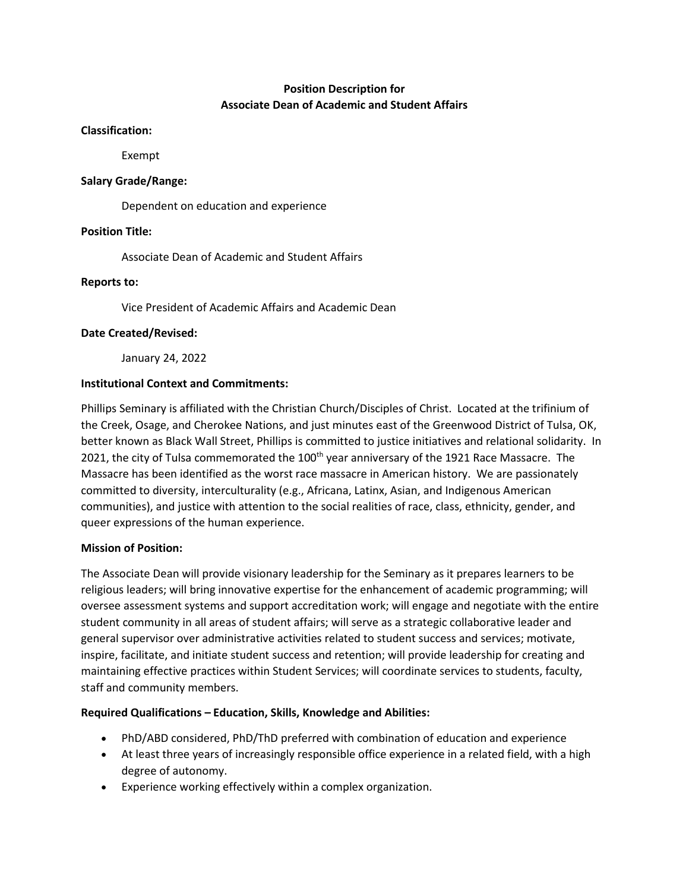**Position Description for**
**Associate Dean of Academic and Student Affairs**

**Classification:**

Exempt

**Salary Grade/Range:**

Dependent on education and experience

**Position Title:**

Associate Dean of Academic and Student Affairs

**Reports to:**

Vice President of Academic Affairs and Academic Dean

**Date Created/Revised:**

January 24, 2022

**Institutional Context and Commitments:**

Phillips Seminary is affiliated with the Christian Church/Disciples of Christ. Located at the trifinium of the Creek, Osage, and Cherokee Nations, and just minutes east of the Greenwood District of Tulsa, OK, better known as Black Wall Street, Phillips is committed to justice initiatives and relational solidarity. In 2021, the city of Tulsa commemorated the 100th year anniversary of the 1921 Race Massacre. The Massacre has been identified as the worst race massacre in American history. We are passionately committed to diversity, interculturality (e.g., Africana, Latinx, Asian, and Indigenous American communities), and justice with attention to the social realities of race, class, ethnicity, gender, and queer expressions of the human experience.

**Mission of Position:**

The Associate Dean will provide visionary leadership for the Seminary as it prepares learners to be religious leaders; will bring innovative expertise for the enhancement of academic programming; will oversee assessment systems and support accreditation work; will engage and negotiate with the entire student community in all areas of student affairs; will serve as a strategic collaborative leader and general supervisor over administrative activities related to student success and services; motivate, inspire, facilitate, and initiate student success and retention; will provide leadership for creating and maintaining effective practices within Student Services; will coordinate services to students, faculty, staff and community members.

**Required Qualifications – Education, Skills, Knowledge and Abilities:**

- PhD/ABD considered, PhD/ThD preferred with combination of education and experience
- At least three years of increasingly responsible office experience in a related field, with a high degree of autonomy.
- Experience working effectively within a complex organization.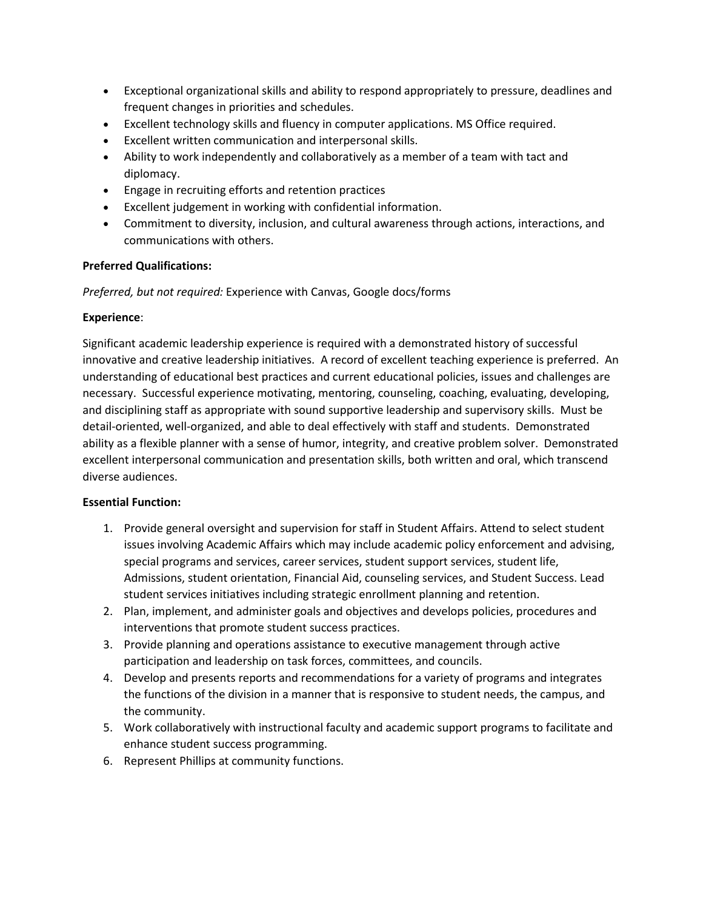- Exceptional organizational skills and ability to respond appropriately to pressure, deadlines and frequent changes in priorities and schedules.
- Excellent technology skills and fluency in computer applications. MS Office required.
- Excellent written communication and interpersonal skills.
- Ability to work independently and collaboratively as a member of a team with tact and diplomacy.
- Engage in recruiting efforts and retention practices
- Excellent judgement in working with confidential information.
- Commitment to diversity, inclusion, and cultural awareness through actions, interactions, and communications with others.

**Preferred Qualifications:**

*Preferred, but not required:* Experience with Canvas, Google docs/forms

**Experience**:

Significant academic leadership experience is required with a demonstrated history of successful innovative and creative leadership initiatives. A record of excellent teaching experience is preferred. An understanding of educational best practices and current educational policies, issues and challenges are necessary. Successful experience motivating, mentoring, counseling, coaching, evaluating, developing, and disciplining staff as appropriate with sound supportive leadership and supervisory skills. Must be detail-oriented, well-organized, and able to deal effectively with staff and students. Demonstrated ability as a flexible planner with a sense of humor, integrity, and creative problem solver. Demonstrated excellent interpersonal communication and presentation skills, both written and oral, which transcend diverse audiences.

**Essential Function:**

1. Provide general oversight and supervision for staff in Student Affairs. Attend to select student issues involving Academic Affairs which may include academic policy enforcement and advising, special programs and services, career services, student support services, student life, Admissions, student orientation, Financial Aid, counseling services, and Student Success. Lead student services initiatives including strategic enrollment planning and retention.
2. Plan, implement, and administer goals and objectives and develops policies, procedures and interventions that promote student success practices.
3. Provide planning and operations assistance to executive management through active participation and leadership on task forces, committees, and councils.
4. Develop and presents reports and recommendations for a variety of programs and integrates the functions of the division in a manner that is responsive to student needs, the campus, and the community.
5. Work collaboratively with instructional faculty and academic support programs to facilitate and enhance student success programming.
6. Represent Phillips at community functions.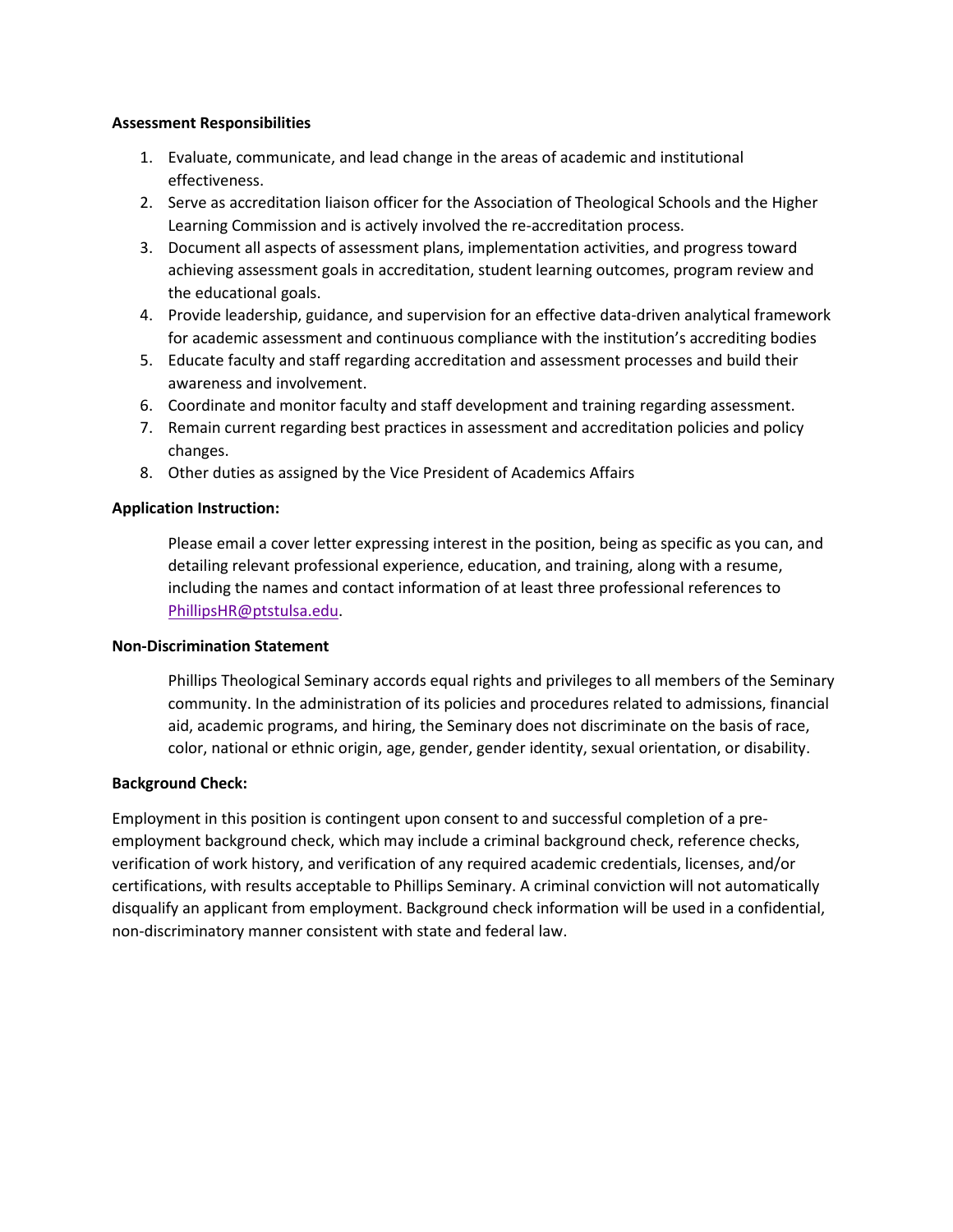**Assessment Responsibilities**

1. Evaluate, communicate, and lead change in the areas of academic and institutional effectiveness.
2. Serve as accreditation liaison officer for the Association of Theological Schools and the Higher Learning Commission and is actively involved the re-accreditation process.
3. Document all aspects of assessment plans, implementation activities, and progress toward achieving assessment goals in accreditation, student learning outcomes, program review and the educational goals.
4. Provide leadership, guidance, and supervision for an effective data-driven analytical framework for academic assessment and continuous compliance with the institution's accrediting bodies
5. Educate faculty and staff regarding accreditation and assessment processes and build their awareness and involvement.
6. Coordinate and monitor faculty and staff development and training regarding assessment.
7. Remain current regarding best practices in assessment and accreditation policies and policy changes.
8. Other duties as assigned by the Vice President of Academics Affairs

**Application Instruction:**

Please email a cover letter expressing interest in the position, being as specific as you can, and detailing relevant professional experience, education, and training, along with a resume, including the names and contact information of at least three professional references to PhillipsHR@ptstulsa.edu.

**Non-Discrimination Statement**

Phillips Theological Seminary accords equal rights and privileges to all members of the Seminary community. In the administration of its policies and procedures related to admissions, financial aid, academic programs, and hiring, the Seminary does not discriminate on the basis of race, color, national or ethnic origin, age, gender, gender identity, sexual orientation, or disability.

**Background Check:**

Employment in this position is contingent upon consent to and successful completion of a pre-employment background check, which may include a criminal background check, reference checks, verification of work history, and verification of any required academic credentials, licenses, and/or certifications, with results acceptable to Phillips Seminary. A criminal conviction will not automatically disqualify an applicant from employment. Background check information will be used in a confidential, non-discriminatory manner consistent with state and federal law.